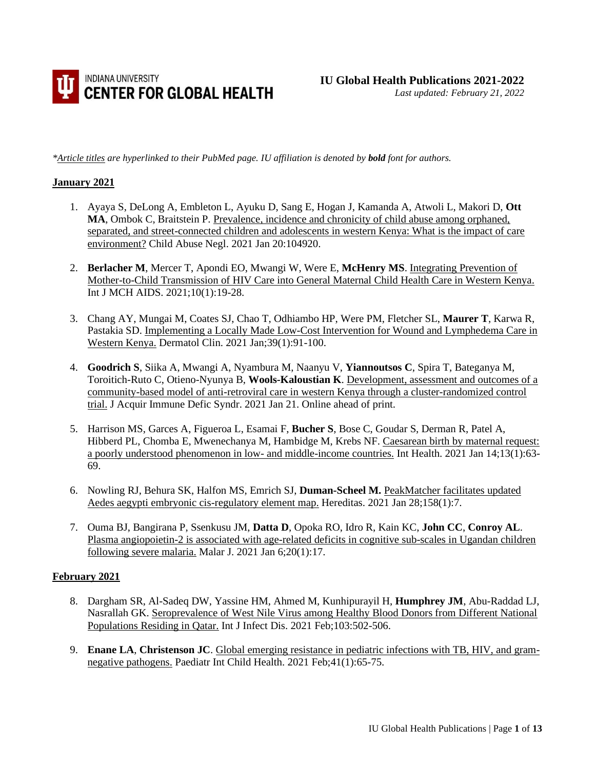INDIANA UNIVERSITY
**CENTER FOR GLOBAL HEALTH**

**IU Global Health Publications 2021-2022**
*Last updated: February 21, 2022*

**Article titles* are hyperlinked to their PubMed page. IU affiliation is denoted by ***bold*** *font for authors.*

## January 2021

1. Ayaya S, DeLong A, Embleton L, Ayuku D, Sang E, Hogan J, Kamanda A, Atwoli L, Makori D, **Ott MA**, Ombok C, Braitstein P. Prevalence, incidence and chronicity of child abuse among orphaned, separated, and street-connected children and adolescents in western Kenya: What is the impact of care environment? Child Abuse Negl. 2021 Jan 20:104920.

2. **Berlacher M**, Mercer T, Apondi EO, Mwangi W, Were E, **McHenry MS**. Integrating Prevention of Mother-to-Child Transmission of HIV Care into General Maternal Child Health Care in Western Kenya. Int J MCH AIDS. 2021;10(1):19-28.

3. Chang AY, Mungai M, Coates SJ, Chao T, Odhiambo HP, Were PM, Fletcher SL, **Maurer T**, Karwa R, Pastakia SD. Implementing a Locally Made Low-Cost Intervention for Wound and Lymphedema Care in Western Kenya. Dermatol Clin. 2021 Jan;39(1):91-100.

4. **Goodrich S**, Siika A, Mwangi A, Nyambura M, Naanyu V, **Yiannoutsos C**, Spira T, Bateganya M, Toroitich-Ruto C, Otieno-Nyunya B, **Wools-Kaloustian K**. Development, assessment and outcomes of a community-based model of anti-retroviral care in western Kenya through a cluster-randomized control trial. J Acquir Immune Defic Syndr. 2021 Jan 21. Online ahead of print.

5. Harrison MS, Garces A, Figueroa L, Esamai F, **Bucher S**, Bose C, Goudar S, Derman R, Patel A, Hibberd PL, Chomba E, Mwenechanya M, Hambidge M, Krebs NF. Caesarean birth by maternal request: a poorly understood phenomenon in low- and middle-income countries. Int Health. 2021 Jan 14;13(1):63-69.

6. Nowling RJ, Behura SK, Halfon MS, Emrich SJ, **Duman-Scheel M.** PeakMatcher facilitates updated Aedes aegypti embryonic cis-regulatory element map. Hereditas. 2021 Jan 28;158(1):7.

7. Ouma BJ, Bangirana P, Ssenkusu JM, **Datta D**, Opoka RO, Idro R, Kain KC, **John CC**, **Conroy AL**. Plasma angiopoietin-2 is associated with age-related deficits in cognitive sub-scales in Ugandan children following severe malaria. Malar J. 2021 Jan 6;20(1):17.

## February 2021

8. Dargham SR, Al-Sadeq DW, Yassine HM, Ahmed M, Kunhipurayil H, **Humphrey JM**, Abu-Raddad LJ, Nasrallah GK. Seroprevalence of West Nile Virus among Healthy Blood Donors from Different National Populations Residing in Qatar. Int J Infect Dis. 2021 Feb;103:502-506.

9. **Enane LA**, **Christenson JC**. Global emerging resistance in pediatric infections with TB, HIV, and gram-negative pathogens. Paediatr Int Child Health. 2021 Feb;41(1):65-75.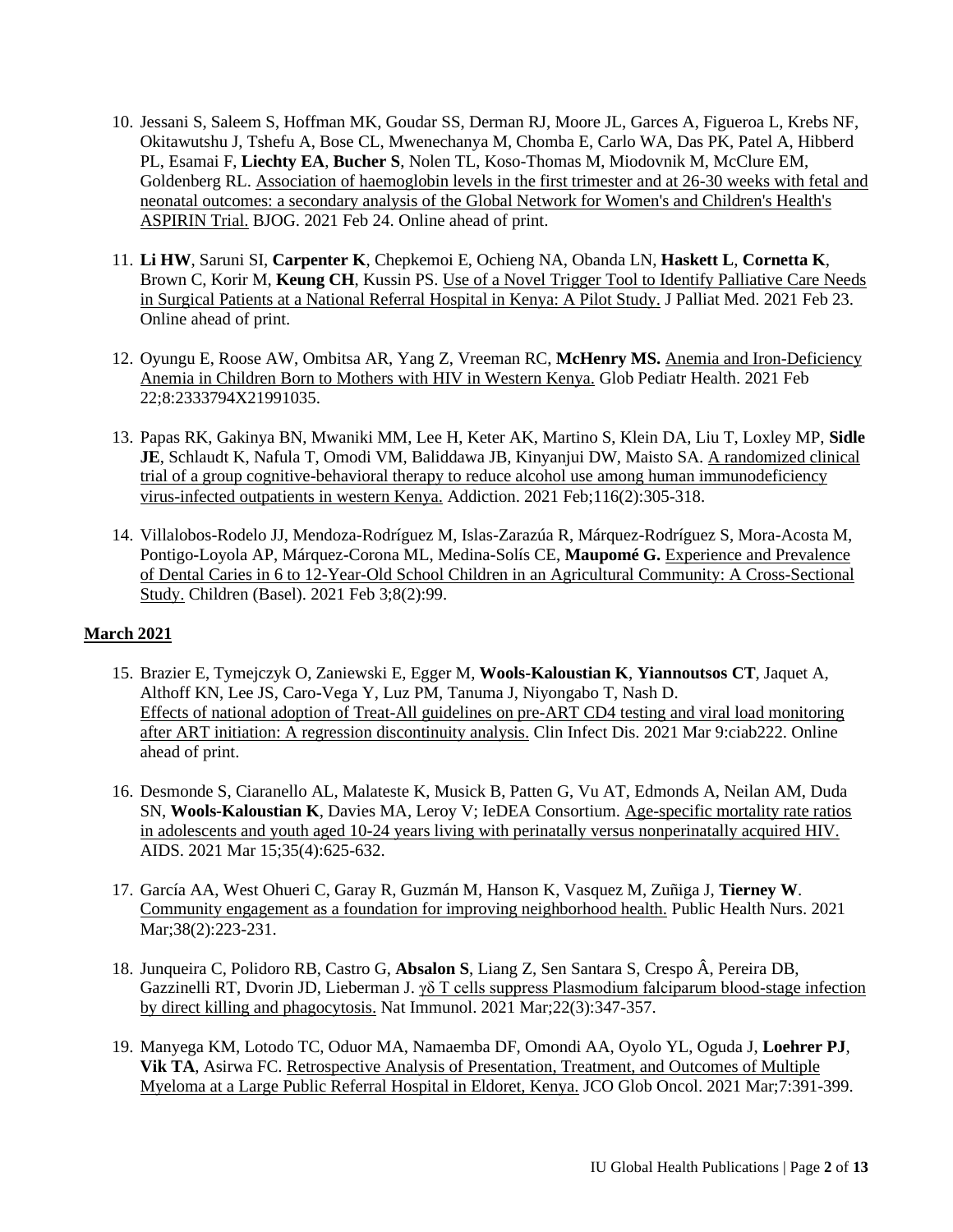10. Jessani S, Saleem S, Hoffman MK, Goudar SS, Derman RJ, Moore JL, Garces A, Figueroa L, Krebs NF, Okitawutshu J, Tshefu A, Bose CL, Mwenechanya M, Chomba E, Carlo WA, Das PK, Patel A, Hibberd PL, Esamai F, **Liechty EA**, **Bucher S**, Nolen TL, Koso-Thomas M, Miodovnik M, McClure EM, Goldenberg RL. Association of haemoglobin levels in the first trimester and at 26-30 weeks with fetal and neonatal outcomes: a secondary analysis of the Global Network for Women's and Children's Health's ASPIRIN Trial. BJOG. 2021 Feb 24. Online ahead of print.

11. **Li HW**, Saruni SI, **Carpenter K**, Chepkemoi E, Ochieng NA, Obanda LN, **Haskett L**, **Cornetta K**, Brown C, Korir M, **Keung CH**, Kussin PS. Use of a Novel Trigger Tool to Identify Palliative Care Needs in Surgical Patients at a National Referral Hospital in Kenya: A Pilot Study. J Palliat Med. 2021 Feb 23. Online ahead of print.

12. Oyungu E, Roose AW, Ombitsa AR, Yang Z, Vreeman RC, **McHenry MS.** Anemia and Iron-Deficiency Anemia in Children Born to Mothers with HIV in Western Kenya. Glob Pediatr Health. 2021 Feb 22;8:2333794X21991035.

13. Papas RK, Gakinya BN, Mwaniki MM, Lee H, Keter AK, Martino S, Klein DA, Liu T, Loxley MP, **Sidle JE**, Schlaudt K, Nafula T, Omodi VM, Baliddawa JB, Kinyanjui DW, Maisto SA. A randomized clinical trial of a group cognitive-behavioral therapy to reduce alcohol use among human immunodeficiency virus-infected outpatients in western Kenya. Addiction. 2021 Feb;116(2):305-318.

14. Villalobos-Rodelo JJ, Mendoza-Rodríguez M, Islas-Zarazúa R, Márquez-Rodríguez S, Mora-Acosta M, Pontigo-Loyola AP, Márquez-Corona ML, Medina-Solís CE, **Maupomé G.** Experience and Prevalence of Dental Caries in 6 to 12-Year-Old School Children in an Agricultural Community: A Cross-Sectional Study. Children (Basel). 2021 Feb 3;8(2):99.

**March 2021**

15. Brazier E, Tymejczyk O, Zaniewski E, Egger M, **Wools-Kaloustian K**, **Yiannoutsos CT**, Jaquet A, Althoff KN, Lee JS, Caro-Vega Y, Luz PM, Tanuma J, Niyongabo T, Nash D. Effects of national adoption of Treat-All guidelines on pre-ART CD4 testing and viral load monitoring after ART initiation: A regression discontinuity analysis. Clin Infect Dis. 2021 Mar 9:ciab222. Online ahead of print.

16. Desmonde S, Ciaranello AL, Malateste K, Musick B, Patten G, Vu AT, Edmonds A, Neilan AM, Duda SN, **Wools-Kaloustian K**, Davies MA, Leroy V; IeDEA Consortium. Age-specific mortality rate ratios in adolescents and youth aged 10-24 years living with perinatally versus nonperinatally acquired HIV. AIDS. 2021 Mar 15;35(4):625-632.

17. García AA, West Ohueri C, Garay R, Guzmán M, Hanson K, Vasquez M, Zuñiga J, **Tierney W**. Community engagement as a foundation for improving neighborhood health. Public Health Nurs. 2021 Mar;38(2):223-231.

18. Junqueira C, Polidoro RB, Castro G, **Absalon S**, Liang Z, Sen Santara S, Crespo Â, Pereira DB, Gazzinelli RT, Dvorin JD, Lieberman J. γδ T cells suppress Plasmodium falciparum blood-stage infection by direct killing and phagocytosis. Nat Immunol. 2021 Mar;22(3):347-357.

19. Manyega KM, Lotodo TC, Oduor MA, Namaemba DF, Omondi AA, Oyolo YL, Oguda J, **Loehrer PJ**, **Vik TA**, Asirwa FC. Retrospective Analysis of Presentation, Treatment, and Outcomes of Multiple Myeloma at a Large Public Referral Hospital in Eldoret, Kenya. JCO Glob Oncol. 2021 Mar;7:391-399.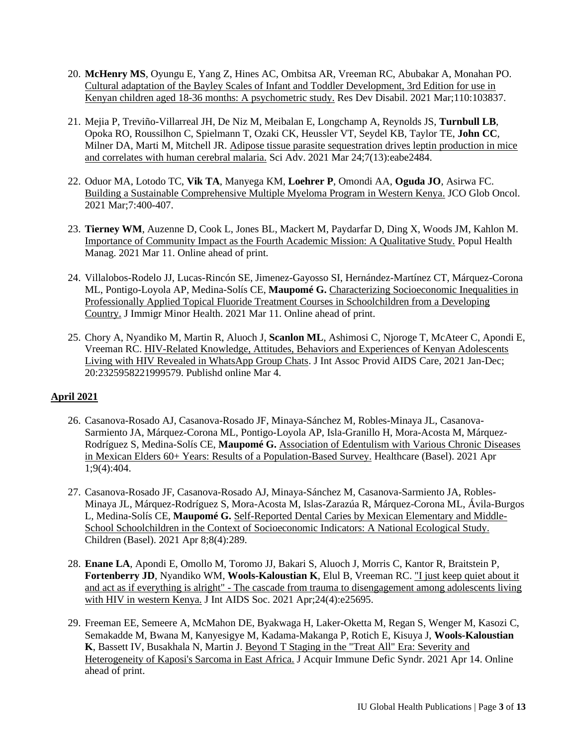20. **McHenry MS**, Oyungu E, Yang Z, Hines AC, Ombitsa AR, Vreeman RC, Abubakar A, Monahan PO. Cultural adaptation of the Bayley Scales of Infant and Toddler Development, 3rd Edition for use in Kenyan children aged 18-36 months: A psychometric study. Res Dev Disabil. 2021 Mar;110:103837.

21. Mejia P, Treviño-Villarreal JH, De Niz M, Meibalan E, Longchamp A, Reynolds JS, **Turnbull LB**, Opoka RO, Roussilhon C, Spielmann T, Ozaki CK, Heussler VT, Seydel KB, Taylor TE, **John CC**, Milner DA, Marti M, Mitchell JR. Adipose tissue parasite sequestration drives leptin production in mice and correlates with human cerebral malaria. Sci Adv. 2021 Mar 24;7(13):eabe2484.

22. Oduor MA, Lotodo TC, **Vik TA**, Manyega KM, **Loehrer P**, Omondi AA, **Oguda JO**, Asirwa FC. Building a Sustainable Comprehensive Multiple Myeloma Program in Western Kenya. JCO Glob Oncol. 2021 Mar;7:400-407.

23. **Tierney WM**, Auzenne D, Cook L, Jones BL, Mackert M, Paydarfar D, Ding X, Woods JM, Kahlon M. Importance of Community Impact as the Fourth Academic Mission: A Qualitative Study. Popul Health Manag. 2021 Mar 11. Online ahead of print.

24. Villalobos-Rodelo JJ, Lucas-Rincón SE, Jimenez-Gayosso SI, Hernández-Martínez CT, Márquez-Corona ML, Pontigo-Loyola AP, Medina-Solís CE, **Maupomé G.** Characterizing Socioeconomic Inequalities in Professionally Applied Topical Fluoride Treatment Courses in Schoolchildren from a Developing Country. J Immigr Minor Health. 2021 Mar 11. Online ahead of print.

25. Chory A, Nyandiko M, Martin R, Aluoch J, **Scanlon ML**, Ashimosi C, Njoroge T, McAteer C, Apondi E, Vreeman RC. HIV-Related Knowledge, Attitudes, Behaviors and Experiences of Kenyan Adolescents Living with HIV Revealed in WhatsApp Group Chats. J Int Assoc Provid AIDS Care, 2021 Jan-Dec; 20:2325958221999579. Publishd online Mar 4.

## April 2021

26. Casanova-Rosado AJ, Casanova-Rosado JF, Minaya-Sánchez M, Robles-Minaya JL, Casanova-Sarmiento JA, Márquez-Corona ML, Pontigo-Loyola AP, Isla-Granillo H, Mora-Acosta M, Márquez-Rodríguez S, Medina-Solís CE, **Maupomé G.** Association of Edentulism with Various Chronic Diseases in Mexican Elders 60+ Years: Results of a Population-Based Survey. Healthcare (Basel). 2021 Apr 1;9(4):404.

27. Casanova-Rosado JF, Casanova-Rosado AJ, Minaya-Sánchez M, Casanova-Sarmiento JA, Robles-Minaya JL, Márquez-Rodríguez S, Mora-Acosta M, Islas-Zarazúa R, Márquez-Corona ML, Ávila-Burgos L, Medina-Solís CE, **Maupomé G.** Self-Reported Dental Caries by Mexican Elementary and Middle-School Schoolchildren in the Context of Socioeconomic Indicators: A National Ecological Study. Children (Basel). 2021 Apr 8;8(4):289.

28. **Enane LA**, Apondi E, Omollo M, Toromo JJ, Bakari S, Aluoch J, Morris C, Kantor R, Braitstein P, **Fortenberry JD**, Nyandiko WM, **Wools-Kaloustian K**, Elul B, Vreeman RC. "I just keep quiet about it and act as if everything is alright" - The cascade from trauma to disengagement among adolescents living with HIV in western Kenya. J Int AIDS Soc. 2021 Apr;24(4):e25695.

29. Freeman EE, Semeere A, McMahon DE, Byakwaga H, Laker-Oketta M, Regan S, Wenger M, Kasozi C, Semakadde M, Bwana M, Kanyesigye M, Kadama-Makanga P, Rotich E, Kisuya J, **Wools-Kaloustian K**, Bassett IV, Busakhala N, Martin J. Beyond T Staging in the "Treat All" Era: Severity and Heterogeneity of Kaposi's Sarcoma in East Africa. J Acquir Immune Defic Syndr. 2021 Apr 14. Online ahead of print.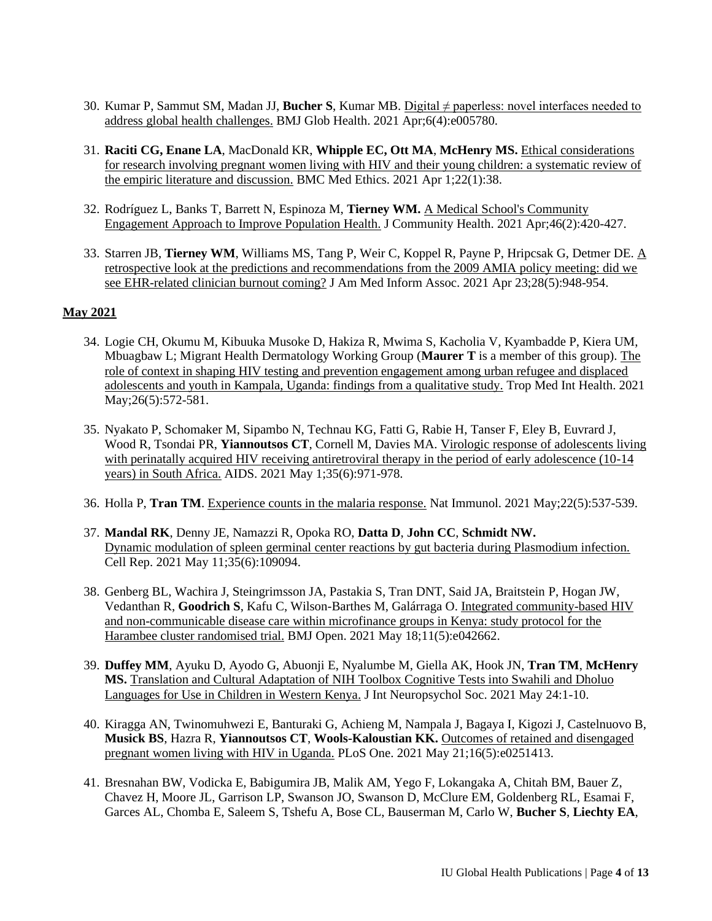30. Kumar P, Sammut SM, Madan JJ, **Bucher S**, Kumar MB. Digital ≠ paperless: novel interfaces needed to address global health challenges. BMJ Glob Health. 2021 Apr;6(4):e005780.

31. **Raciti CG, Enane LA**, MacDonald KR, **Whipple EC, Ott MA**, **McHenry MS.** Ethical considerations for research involving pregnant women living with HIV and their young children: a systematic review of the empiric literature and discussion. BMC Med Ethics. 2021 Apr 1;22(1):38.

32. Rodríguez L, Banks T, Barrett N, Espinoza M, **Tierney WM.** A Medical School's Community Engagement Approach to Improve Population Health. J Community Health. 2021 Apr;46(2):420-427.

33. Starren JB, **Tierney WM**, Williams MS, Tang P, Weir C, Koppel R, Payne P, Hripcsak G, Detmer DE. A retrospective look at the predictions and recommendations from the 2009 AMIA policy meeting: did we see EHR-related clinician burnout coming? J Am Med Inform Assoc. 2021 Apr 23;28(5):948-954.

## May 2021

34. Logie CH, Okumu M, Kibuuka Musoke D, Hakiza R, Mwima S, Kacholia V, Kyambadde P, Kiera UM, Mbuagbaw L; Migrant Health Dermatology Working Group (**Maurer T** is a member of this group). The role of context in shaping HIV testing and prevention engagement among urban refugee and displaced adolescents and youth in Kampala, Uganda: findings from a qualitative study. Trop Med Int Health. 2021 May;26(5):572-581.

35. Nyakato P, Schomaker M, Sipambo N, Technau KG, Fatti G, Rabie H, Tanser F, Eley B, Euvrard J, Wood R, Tsondai PR, **Yiannoutsos CT**, Cornell M, Davies MA. Virologic response of adolescents living with perinatally acquired HIV receiving antiretroviral therapy in the period of early adolescence (10-14 years) in South Africa. AIDS. 2021 May 1;35(6):971-978.

36. Holla P, **Tran TM**. Experience counts in the malaria response. Nat Immunol. 2021 May;22(5):537-539.

37. **Mandal RK**, Denny JE, Namazzi R, Opoka RO, **Datta D**, **John CC**, **Schmidt NW.** Dynamic modulation of spleen germinal center reactions by gut bacteria during Plasmodium infection. Cell Rep. 2021 May 11;35(6):109094.

38. Genberg BL, Wachira J, Steingrimsson JA, Pastakia S, Tran DNT, Said JA, Braitstein P, Hogan JW, Vedanthan R, **Goodrich S**, Kafu C, Wilson-Barthes M, Galárraga O. Integrated community-based HIV and non-communicable disease care within microfinance groups in Kenya: study protocol for the Harambee cluster randomised trial. BMJ Open. 2021 May 18;11(5):e042662.

39. **Duffey MM**, Ayuku D, Ayodo G, Abuonji E, Nyalumbe M, Giella AK, Hook JN, **Tran TM**, **McHenry MS.** Translation and Cultural Adaptation of NIH Toolbox Cognitive Tests into Swahili and Dholuo Languages for Use in Children in Western Kenya. J Int Neuropsychol Soc. 2021 May 24:1-10.

40. Kiragga AN, Twinomuhwezi E, Banturaki G, Achieng M, Nampala J, Bagaya I, Kigozi J, Castelnuovo B, **Musick BS**, Hazra R, **Yiannoutsos CT**, **Wools-Kaloustian KK.** Outcomes of retained and disengaged pregnant women living with HIV in Uganda. PLoS One. 2021 May 21;16(5):e0251413.

41. Bresnahan BW, Vodicka E, Babigumira JB, Malik AM, Yego F, Lokangaka A, Chitah BM, Bauer Z, Chavez H, Moore JL, Garrison LP, Swanson JO, Swanson D, McClure EM, Goldenberg RL, Esamai F, Garces AL, Chomba E, Saleem S, Tshefu A, Bose CL, Bauserman M, Carlo W, **Bucher S**, **Liechty EA**,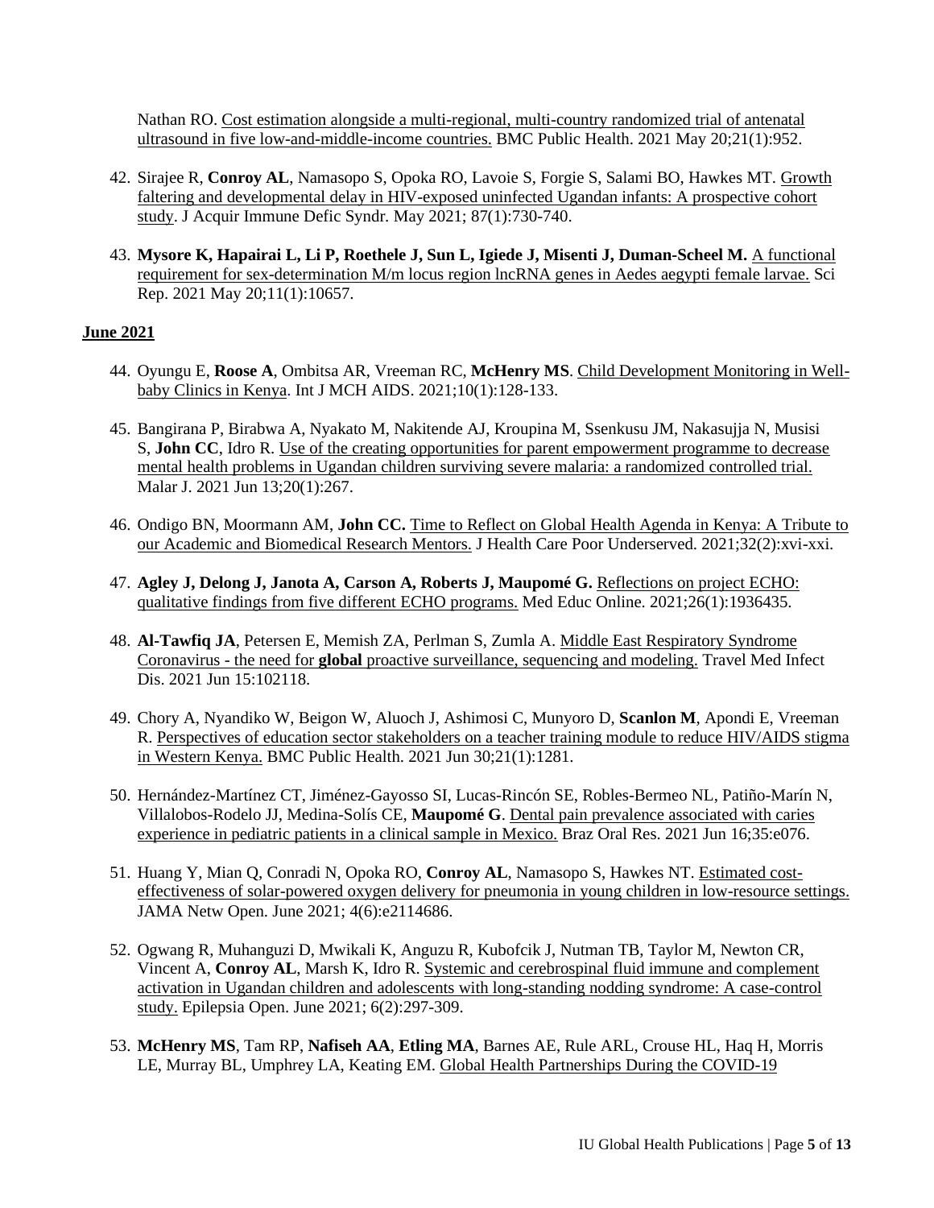Nathan RO. Cost estimation alongside a multi-regional, multi-country randomized trial of antenatal ultrasound in five low-and-middle-income countries. BMC Public Health. 2021 May 20;21(1):952.

42. Sirajee R, **Conroy AL**, Namasopo S, Opoka RO, Lavoie S, Forgie S, Salami BO, Hawkes MT. Growth faltering and developmental delay in HIV-exposed uninfected Ugandan infants: A prospective cohort study. J Acquir Immune Defic Syndr. May 2021; 87(1):730-740.

43. **Mysore K, Hapairai L, Li P, Roethele J, Sun L, Igiede J, Misenti J, Duman-Scheel M.** A functional requirement for sex-determination M/m locus region lncRNA genes in Aedes aegypti female larvae. Sci Rep. 2021 May 20;11(1):10657.

**June 2021**

44. Oyungu E, **Roose A**, Ombitsa AR, Vreeman RC, **McHenry MS**. Child Development Monitoring in Well-baby Clinics in Kenya. Int J MCH AIDS. 2021;10(1):128-133.

45. Bangirana P, Birabwa A, Nyakato M, Nakitende AJ, Kroupina M, Ssenkusu JM, Nakasujja N, Musisi S, **John CC**, Idro R. Use of the creating opportunities for parent empowerment programme to decrease mental health problems in Ugandan children surviving severe malaria: a randomized controlled trial. Malar J. 2021 Jun 13;20(1):267.

46. Ondigo BN, Moormann AM, **John CC.** Time to Reflect on Global Health Agenda in Kenya: A Tribute to our Academic and Biomedical Research Mentors. J Health Care Poor Underserved. 2021;32(2):xvi-xxi.

47. **Agley J, Delong J, Janota A, Carson A, Roberts J, Maupomé G.** Reflections on project ECHO: qualitative findings from five different ECHO programs. Med Educ Online. 2021;26(1):1936435.

48. **Al-Tawfiq JA**, Petersen E, Memish ZA, Perlman S, Zumla A. Middle East Respiratory Syndrome Coronavirus - the need for **global** proactive surveillance, sequencing and modeling. Travel Med Infect Dis. 2021 Jun 15:102118.

49. Chory A, Nyandiko W, Beigon W, Aluoch J, Ashimosi C, Munyoro D, **Scanlon M**, Apondi E, Vreeman R. Perspectives of education sector stakeholders on a teacher training module to reduce HIV/AIDS stigma in Western Kenya. BMC Public Health. 2021 Jun 30;21(1):1281.

50. Hernández-Martínez CT, Jiménez-Gayosso SI, Lucas-Rincón SE, Robles-Bermeo NL, Patiño-Marín N, Villalobos-Rodelo JJ, Medina-Solís CE, **Maupomé G**. Dental pain prevalence associated with caries experience in pediatric patients in a clinical sample in Mexico. Braz Oral Res. 2021 Jun 16;35:e076.

51. Huang Y, Mian Q, Conradi N, Opoka RO, **Conroy AL**, Namasopo S, Hawkes NT. Estimated cost-effectiveness of solar-powered oxygen delivery for pneumonia in young children in low-resource settings. JAMA Netw Open. June 2021; 4(6):e2114686.

52. Ogwang R, Muhanguzi D, Mwikali K, Anguzu R, Kubofcik J, Nutman TB, Taylor M, Newton CR, Vincent A, **Conroy AL**, Marsh K, Idro R. Systemic and cerebrospinal fluid immune and complement activation in Ugandan children and adolescents with long-standing nodding syndrome: A case-control study. Epilepsia Open. June 2021; 6(2):297-309.

53. **McHenry MS**, Tam RP, **Nafiseh AA**, **Etling MA**, Barnes AE, Rule ARL, Crouse HL, Haq H, Morris LE, Murray BL, Umphrey LA, Keating EM. Global Health Partnerships During the COVID-19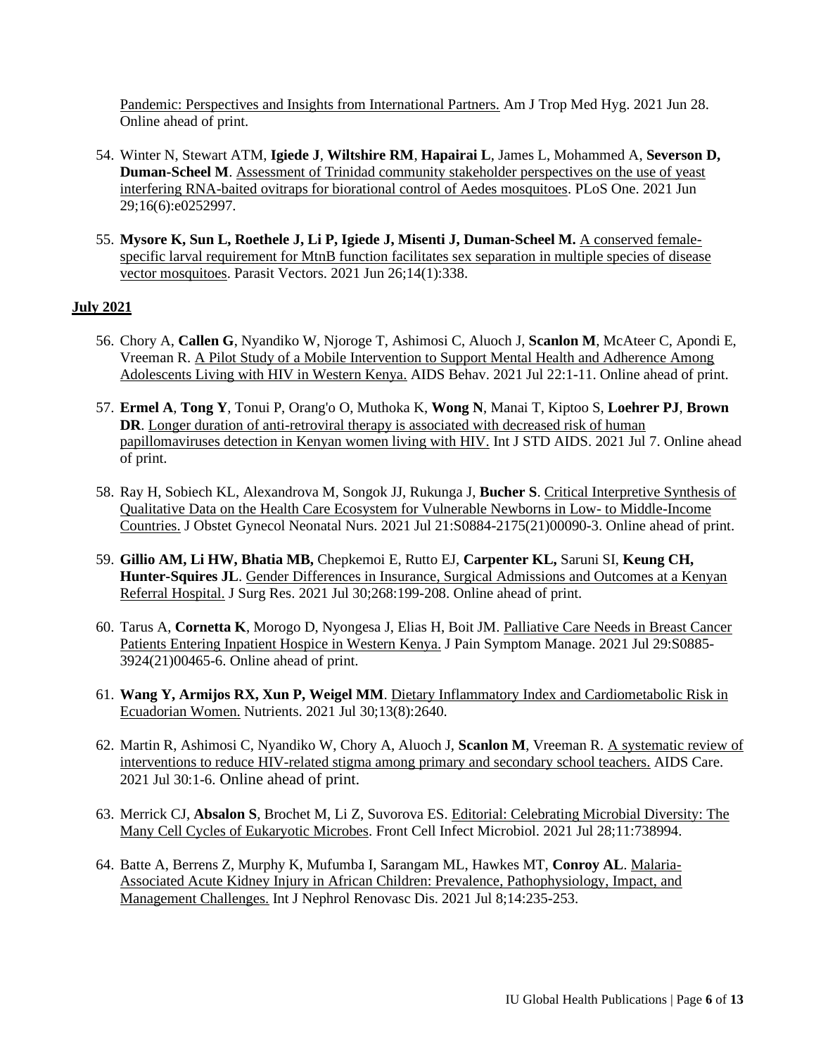Pandemic: Perspectives and Insights from International Partners. Am J Trop Med Hyg. 2021 Jun 28. Online ahead of print.

54. Winter N, Stewart ATM, **Igiede J**, **Wiltshire RM**, **Hapairai L**, James L, Mohammed A, **Severson D, Duman-Scheel M**. Assessment of Trinidad community stakeholder perspectives on the use of yeast interfering RNA-baited ovitraps for biorational control of Aedes mosquitoes. PLoS One. 2021 Jun 29;16(6):e0252997.

55. **Mysore K, Sun L, Roethele J, Li P, Igiede J, Misenti J, Duman-Scheel M.** A conserved female-specific larval requirement for MtnB function facilitates sex separation in multiple species of disease vector mosquitoes. Parasit Vectors. 2021 Jun 26;14(1):338.

## July 2021

56. Chory A, **Callen G**, Nyandiko W, Njoroge T, Ashimosi C, Aluoch J, **Scanlon M**, McAteer C, Apondi E, Vreeman R. A Pilot Study of a Mobile Intervention to Support Mental Health and Adherence Among Adolescents Living with HIV in Western Kenya. AIDS Behav. 2021 Jul 22:1-11. Online ahead of print.

57. **Ermel A**, **Tong Y**, Tonui P, Orang'o O, Muthoka K, **Wong N**, Manai T, Kiptoo S, **Loehrer PJ**, **Brown DR**. Longer duration of anti-retroviral therapy is associated with decreased risk of human papillomaviruses detection in Kenyan women living with HIV. Int J STD AIDS. 2021 Jul 7. Online ahead of print.

58. Ray H, Sobiech KL, Alexandrova M, Songok JJ, Rukunga J, **Bucher S**. Critical Interpretive Synthesis of Qualitative Data on the Health Care Ecosystem for Vulnerable Newborns in Low- to Middle-Income Countries. J Obstet Gynecol Neonatal Nurs. 2021 Jul 21:S0884-2175(21)00090-3. Online ahead of print.

59. **Gillio AM, Li HW, Bhatia MB,** Chepkemoi E, Rutto EJ, **Carpenter KL,** Saruni SI, **Keung CH, Hunter-Squires JL**. Gender Differences in Insurance, Surgical Admissions and Outcomes at a Kenyan Referral Hospital. J Surg Res. 2021 Jul 30;268:199-208. Online ahead of print.

60. Tarus A, **Cornetta K**, Morogo D, Nyongesa J, Elias H, Boit JM. Palliative Care Needs in Breast Cancer Patients Entering Inpatient Hospice in Western Kenya. J Pain Symptom Manage. 2021 Jul 29:S0885-3924(21)00465-6. Online ahead of print.

61. **Wang Y, Armijos RX, Xun P, Weigel MM**. Dietary Inflammatory Index and Cardiometabolic Risk in Ecuadorian Women. Nutrients. 2021 Jul 30;13(8):2640.

62. Martin R, Ashimosi C, Nyandiko W, Chory A, Aluoch J, **Scanlon M**, Vreeman R. A systematic review of interventions to reduce HIV-related stigma among primary and secondary school teachers. AIDS Care. 2021 Jul 30:1-6. Online ahead of print.

63. Merrick CJ, **Absalon S**, Brochet M, Li Z, Suvorova ES. Editorial: Celebrating Microbial Diversity: The Many Cell Cycles of Eukaryotic Microbes. Front Cell Infect Microbiol. 2021 Jul 28;11:738994.

64. Batte A, Berrens Z, Murphy K, Mufumba I, Sarangam ML, Hawkes MT, **Conroy AL**. Malaria-Associated Acute Kidney Injury in African Children: Prevalence, Pathophysiology, Impact, and Management Challenges. Int J Nephrol Renovasc Dis. 2021 Jul 8;14:235-253.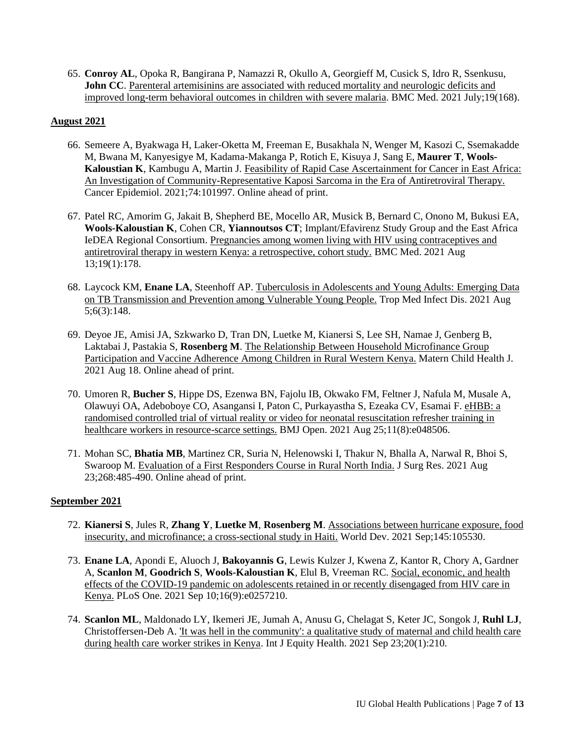65. **Conroy AL**, Opoka R, Bangirana P, Namazzi R, Okullo A, Georgieff M, Cusick S, Idro R, Ssenkusu, **John CC**. Parenteral artemisinins are associated with reduced mortality and neurologic deficits and improved long-term behavioral outcomes in children with severe malaria. BMC Med. 2021 July;19(168).

**August 2021**

66. Semeere A, Byakwaga H, Laker-Oketta M, Freeman E, Busakhala N, Wenger M, Kasozi C, Ssemakadde M, Bwana M, Kanyesigye M, Kadama-Makanga P, Rotich E, Kisuya J, Sang E, **Maurer T**, **Wools-Kaloustian K**, Kambugu A, Martin J. Feasibility of Rapid Case Ascertainment for Cancer in East Africa: An Investigation of Community-Representative Kaposi Sarcoma in the Era of Antiretroviral Therapy. Cancer Epidemiol. 2021;74:101997. Online ahead of print.

67. Patel RC, Amorim G, Jakait B, Shepherd BE, Mocello AR, Musick B, Bernard C, Onono M, Bukusi EA, **Wools-Kaloustian K**, Cohen CR, **Yiannoutsos CT**; Implant/Efavirenz Study Group and the East Africa IeDEA Regional Consortium. Pregnancies among women living with HIV using contraceptives and antiretroviral therapy in western Kenya: a retrospective, cohort study. BMC Med. 2021 Aug 13;19(1):178.

68. Laycock KM, **Enane LA**, Steenhoff AP. Tuberculosis in Adolescents and Young Adults: Emerging Data on TB Transmission and Prevention among Vulnerable Young People. Trop Med Infect Dis. 2021 Aug 5;6(3):148.

69. Deyoe JE, Amisi JA, Szkwarko D, Tran DN, Luetke M, Kianersi S, Lee SH, Namae J, Genberg B, Laktabai J, Pastakia S, **Rosenberg M**. The Relationship Between Household Microfinance Group Participation and Vaccine Adherence Among Children in Rural Western Kenya. Matern Child Health J. 2021 Aug 18. Online ahead of print.

70. Umoren R, **Bucher S**, Hippe DS, Ezenwa BN, Fajolu IB, Okwako FM, Feltner J, Nafula M, Musale A, Olawuyi OA, Adeboboye CO, Asangansi I, Paton C, Purkayastha S, Ezeaka CV, Esamai F. eHBB: a randomised controlled trial of virtual reality or video for neonatal resuscitation refresher training in healthcare workers in resource-scarce settings. BMJ Open. 2021 Aug 25;11(8):e048506.

71. Mohan SC, **Bhatia MB**, Martinez CR, Suria N, Helenowski I, Thakur N, Bhalla A, Narwal R, Bhoi S, Swaroop M. Evaluation of a First Responders Course in Rural North India. J Surg Res. 2021 Aug 23;268:485-490. Online ahead of print.

**September 2021**

72. **Kianersi S**, Jules R, **Zhang Y**, **Luetke M**, **Rosenberg M**. Associations between hurricane exposure, food insecurity, and microfinance; a cross-sectional study in Haiti. World Dev. 2021 Sep;145:105530.

73. **Enane LA**, Apondi E, Aluoch J, **Bakoyannis G**, Lewis Kulzer J, Kwena Z, Kantor R, Chory A, Gardner A, **Scanlon M**, **Goodrich S**, **Wools-Kaloustian K**, Elul B, Vreeman RC. Social, economic, and health effects of the COVID-19 pandemic on adolescents retained in or recently disengaged from HIV care in Kenya. PLoS One. 2021 Sep 10;16(9):e0257210.

74. **Scanlon ML**, Maldonado LY, Ikemeri JE, Jumah A, Anusu G, Chelagat S, Keter JC, Songok J, **Ruhl LJ**, Christoffersen-Deb A. 'It was hell in the community': a qualitative study of maternal and child health care during health care worker strikes in Kenya. Int J Equity Health. 2021 Sep 23;20(1):210.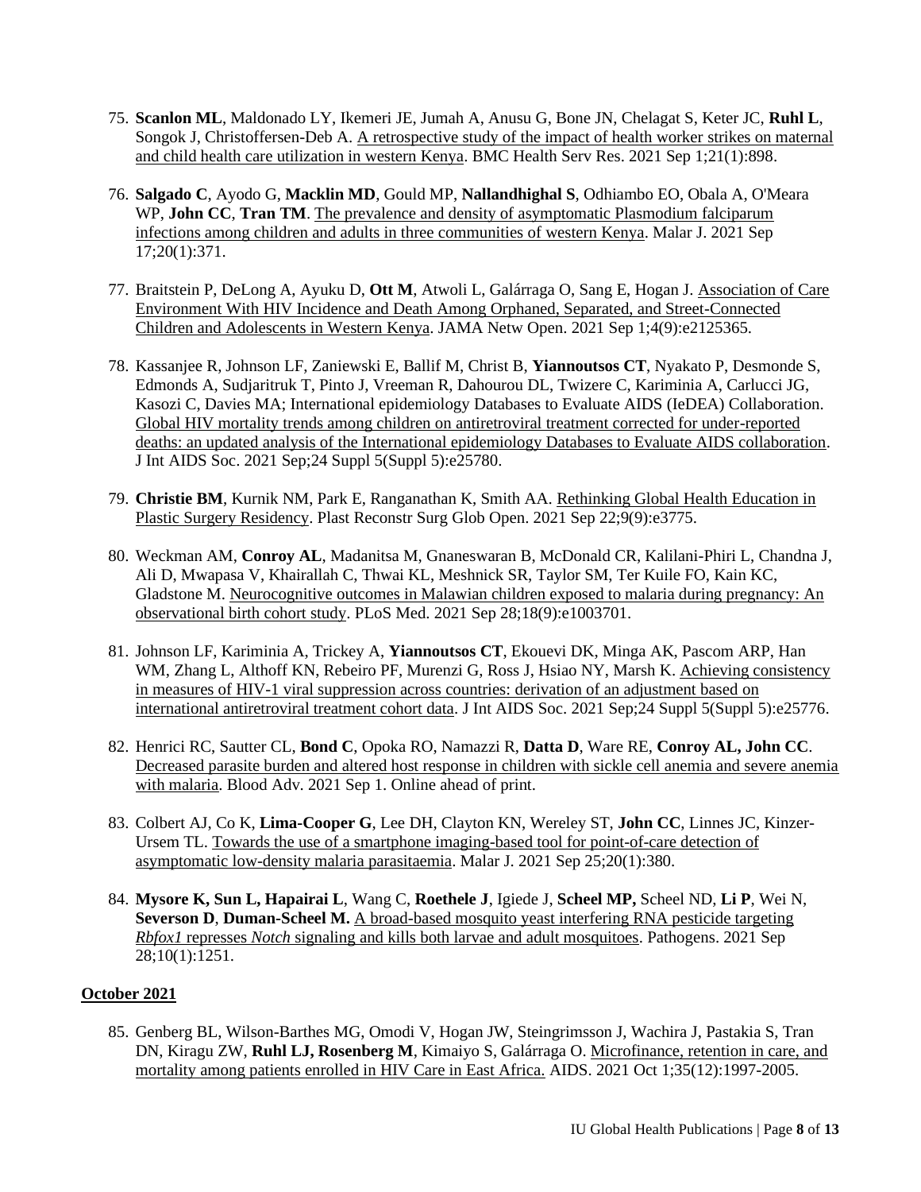75. **Scanlon ML**, Maldonado LY, Ikemeri JE, Jumah A, Anusu G, Bone JN, Chelagat S, Keter JC, **Ruhl L**, Songok J, Christoffersen-Deb A. A retrospective study of the impact of health worker strikes on maternal and child health care utilization in western Kenya. BMC Health Serv Res. 2021 Sep 1;21(1):898.

76. **Salgado C**, Ayodo G, **Macklin MD**, Gould MP, **Nallandhighal S**, Odhiambo EO, Obala A, O'Meara WP, **John CC**, **Tran TM**. The prevalence and density of asymptomatic Plasmodium falciparum infections among children and adults in three communities of western Kenya. Malar J. 2021 Sep 17;20(1):371.

77. Braitstein P, DeLong A, Ayuku D, **Ott M**, Atwoli L, Galárraga O, Sang E, Hogan J. Association of Care Environment With HIV Incidence and Death Among Orphaned, Separated, and Street-Connected Children and Adolescents in Western Kenya. JAMA Netw Open. 2021 Sep 1;4(9):e2125365.

78. Kassanjee R, Johnson LF, Zaniewski E, Ballif M, Christ B, **Yiannoutsos CT**, Nyakato P, Desmonde S, Edmonds A, Sudjaritruk T, Pinto J, Vreeman R, Dahourou DL, Twizere C, Kariminia A, Carlucci JG, Kasozi C, Davies MA; International epidemiology Databases to Evaluate AIDS (IeDEA) Collaboration. Global HIV mortality trends among children on antiretroviral treatment corrected for under-reported deaths: an updated analysis of the International epidemiology Databases to Evaluate AIDS collaboration. J Int AIDS Soc. 2021 Sep;24 Suppl 5(Suppl 5):e25780.

79. **Christie BM**, Kurnik NM, Park E, Ranganathan K, Smith AA. Rethinking Global Health Education in Plastic Surgery Residency. Plast Reconstr Surg Glob Open. 2021 Sep 22;9(9):e3775.

80. Weckman AM, **Conroy AL**, Madanitsa M, Gnaneswaran B, McDonald CR, Kalilani-Phiri L, Chandna J, Ali D, Mwapasa V, Khairallah C, Thwai KL, Meshnick SR, Taylor SM, Ter Kuile FO, Kain KC, Gladstone M. Neurocognitive outcomes in Malawian children exposed to malaria during pregnancy: An observational birth cohort study. PLoS Med. 2021 Sep 28;18(9):e1003701.

81. Johnson LF, Kariminia A, Trickey A, **Yiannoutsos CT**, Ekouevi DK, Minga AK, Pascom ARP, Han WM, Zhang L, Althoff KN, Rebeiro PF, Murenzi G, Ross J, Hsiao NY, Marsh K. Achieving consistency in measures of HIV-1 viral suppression across countries: derivation of an adjustment based on international antiretroviral treatment cohort data. J Int AIDS Soc. 2021 Sep;24 Suppl 5(Suppl 5):e25776.

82. Henrici RC, Sautter CL, **Bond C**, Opoka RO, Namazzi R, **Datta D**, Ware RE, **Conroy AL, John CC**. Decreased parasite burden and altered host response in children with sickle cell anemia and severe anemia with malaria. Blood Adv. 2021 Sep 1. Online ahead of print.

83. Colbert AJ, Co K, **Lima-Cooper G**, Lee DH, Clayton KN, Wereley ST, **John CC**, Linnes JC, Kinzer-Ursem TL. Towards the use of a smartphone imaging-based tool for point-of-care detection of asymptomatic low-density malaria parasitaemia. Malar J. 2021 Sep 25;20(1):380.

84. **Mysore K, Sun L, Hapairai L**, Wang C, **Roethele J**, Igiede J, **Scheel MP,** Scheel ND, **Li P**, Wei N, **Severson D**, **Duman-Scheel M.** A broad-based mosquito yeast interfering RNA pesticide targeting *Rbfox1* represses *Notch* signaling and kills both larvae and adult mosquitoes. Pathogens. 2021 Sep 28;10(1):1251.

**October 2021**

85. Genberg BL, Wilson-Barthes MG, Omodi V, Hogan JW, Steingrimsson J, Wachira J, Pastakia S, Tran DN, Kiragu ZW, **Ruhl LJ, Rosenberg M**, Kimaiyo S, Galárraga O. Microfinance, retention in care, and mortality among patients enrolled in HIV Care in East Africa. AIDS. 2021 Oct 1;35(12):1997-2005.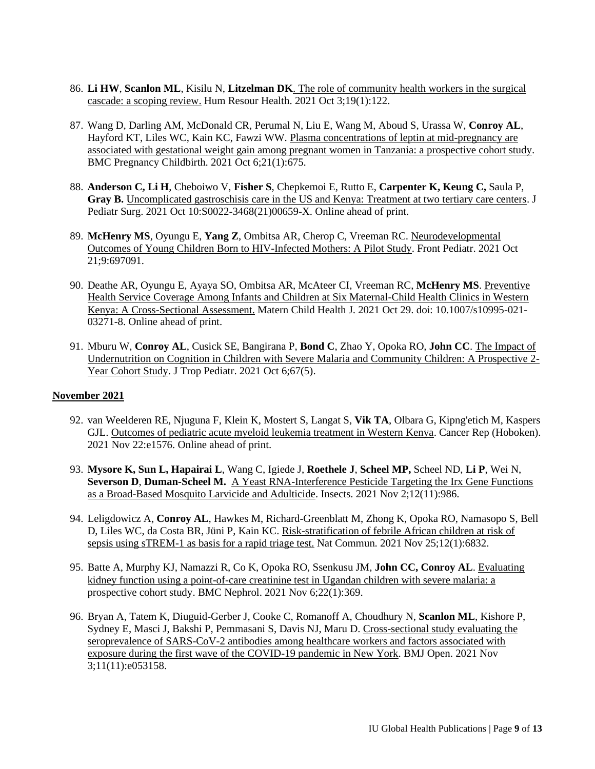86. **Li HW**, **Scanlon ML**, Kisilu N, **Litzelman DK**. The role of community health workers in the surgical cascade: a scoping review. Hum Resour Health. 2021 Oct 3;19(1):122.

87. Wang D, Darling AM, McDonald CR, Perumal N, Liu E, Wang M, Aboud S, Urassa W, **Conroy AL**, Hayford KT, Liles WC, Kain KC, Fawzi WW. Plasma concentrations of leptin at mid-pregnancy are associated with gestational weight gain among pregnant women in Tanzania: a prospective cohort study. BMC Pregnancy Childbirth. 2021 Oct 6;21(1):675.

88. **Anderson C, Li H**, Cheboiwo V, **Fisher S**, Chepkemoi E, Rutto E, **Carpenter K, Keung C,** Saula P, **Gray B.** Uncomplicated gastroschisis care in the US and Kenya: Treatment at two tertiary care centers. J Pediatr Surg. 2021 Oct 10:S0022-3468(21)00659-X. Online ahead of print.

89. **McHenry MS**, Oyungu E, **Yang Z**, Ombitsa AR, Cherop C, Vreeman RC. Neurodevelopmental Outcomes of Young Children Born to HIV-Infected Mothers: A Pilot Study. Front Pediatr. 2021 Oct 21;9:697091.

90. Deathe AR, Oyungu E, Ayaya SO, Ombitsa AR, McAteer CI, Vreeman RC, **McHenry MS**. Preventive Health Service Coverage Among Infants and Children at Six Maternal-Child Health Clinics in Western Kenya: A Cross-Sectional Assessment. Matern Child Health J. 2021 Oct 29. doi: 10.1007/s10995-021-03271-8. Online ahead of print.

91. Mburu W, **Conroy AL**, Cusick SE, Bangirana P, **Bond C**, Zhao Y, Opoka RO, **John CC**. The Impact of Undernutrition on Cognition in Children with Severe Malaria and Community Children: A Prospective 2-Year Cohort Study. J Trop Pediatr. 2021 Oct 6;67(5).

## November 2021

92. van Weelderen RE, Njuguna F, Klein K, Mostert S, Langat S, **Vik TA**, Olbara G, Kipng'etich M, Kaspers GJL. Outcomes of pediatric acute myeloid leukemia treatment in Western Kenya. Cancer Rep (Hoboken). 2021 Nov 22:e1576. Online ahead of print.

93. **Mysore K, Sun L, Hapairai L**, Wang C, Igiede J, **Roethele J**, **Scheel MP,** Scheel ND, **Li P**, Wei N, **Severson D**, **Duman-Scheel M.** A Yeast RNA-Interference Pesticide Targeting the Irx Gene Functions as a Broad-Based Mosquito Larvicide and Adulticide. Insects. 2021 Nov 2;12(11):986.

94. Leligdowicz A, **Conroy AL**, Hawkes M, Richard-Greenblatt M, Zhong K, Opoka RO, Namasopo S, Bell D, Liles WC, da Costa BR, Jüni P, Kain KC. Risk-stratification of febrile African children at risk of sepsis using sTREM-1 as basis for a rapid triage test. Nat Commun. 2021 Nov 25;12(1):6832.

95. Batte A, Murphy KJ, Namazzi R, Co K, Opoka RO, Ssenkusu JM, **John CC, Conroy AL**. Evaluating kidney function using a point-of-care creatinine test in Ugandan children with severe malaria: a prospective cohort study. BMC Nephrol. 2021 Nov 6;22(1):369.

96. Bryan A, Tatem K, Diuguid-Gerber J, Cooke C, Romanoff A, Choudhury N, **Scanlon ML**, Kishore P, Sydney E, Masci J, Bakshi P, Pemmasani S, Davis NJ, Maru D. Cross-sectional study evaluating the seroprevalence of SARS-CoV-2 antibodies among healthcare workers and factors associated with exposure during the first wave of the COVID-19 pandemic in New York. BMJ Open. 2021 Nov 3;11(11):e053158.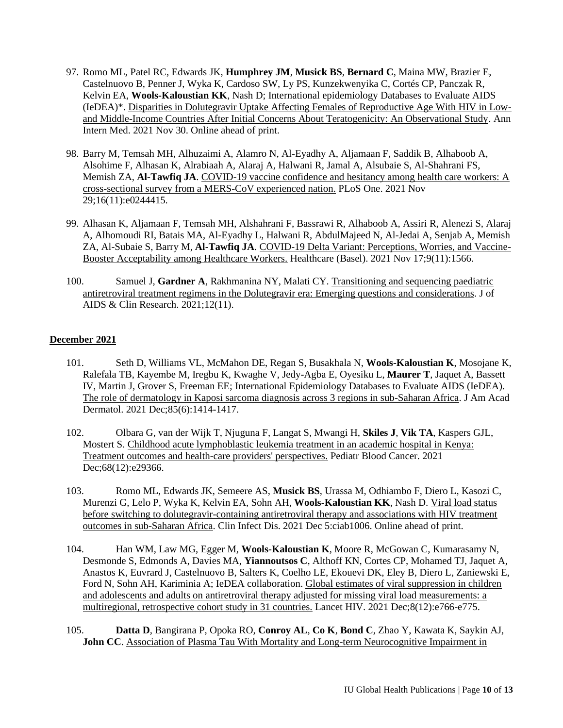97. Romo ML, Patel RC, Edwards JK, **Humphrey JM**, **Musick BS**, **Bernard C**, Maina MW, Brazier E, Castelnuovo B, Penner J, Wyka K, Cardoso SW, Ly PS, Kunzekwenyika C, Cortés CP, Panczak R, Kelvin EA, **Wools-Kaloustian KK**, Nash D; International epidemiology Databases to Evaluate AIDS (IeDEA)*. Disparities in Dolutegravir Uptake Affecting Females of Reproductive Age With HIV in Low- and Middle-Income Countries After Initial Concerns About Teratogenicity: An Observational Study. Ann Intern Med. 2021 Nov 30. Online ahead of print.

98. Barry M, Temsah MH, Alhuzaimi A, Alamro N, Al-Eyadhy A, Aljamaan F, Saddik B, Alhaboob A, Alsohime F, Alhasan K, Alrabiaah A, Alaraj A, Halwani R, Jamal A, Alsubaie S, Al-Shahrani FS, Memish ZA, **Al-Tawfiq JA**. COVID-19 vaccine confidence and hesitancy among health care workers: A cross-sectional survey from a MERS-CoV experienced nation. PLoS One. 2021 Nov 29;16(11):e0244415.

99. Alhasan K, Aljamaan F, Temsah MH, Alshahrani F, Bassrawi R, Alhaboob A, Assiri R, Alenezi S, Alaraj A, Alhomoudi RI, Batais MA, Al-Eyadhy L, Halwani R, AbdulMajeed N, Al-Jedai A, Senjab A, Memish ZA, Al-Subaie S, Barry M, **Al-Tawfiq JA**. COVID-19 Delta Variant: Perceptions, Worries, and Vaccine-Booster Acceptability among Healthcare Workers. Healthcare (Basel). 2021 Nov 17;9(11):1566.

100. Samuel J, **Gardner A**, Rakhmanina NY, Malati CY. Transitioning and sequencing paediatric antiretroviral treatment regimens in the Dolutegravir era: Emerging questions and considerations. J of AIDS & Clin Research. 2021;12(11).

## December 2021

101. Seth D, Williams VL, McMahon DE, Regan S, Busakhala N, **Wools-Kaloustian K**, Mosojane K, Ralefala TB, Kayembe M, Iregbu K, Kwaghe V, Jedy-Agba E, Oyesiku L, **Maurer T**, Jaquet A, Bassett IV, Martin J, Grover S, Freeman EE; International Epidemiology Databases to Evaluate AIDS (IeDEA). The role of dermatology in Kaposi sarcoma diagnosis across 3 regions in sub-Saharan Africa. J Am Acad Dermatol. 2021 Dec;85(6):1414-1417.

102. Olbara G, van der Wijk T, Njuguna F, Langat S, Mwangi H, **Skiles J**, **Vik TA**, Kaspers GJL, Mostert S. Childhood acute lymphoblastic leukemia treatment in an academic hospital in Kenya: Treatment outcomes and health-care providers' perspectives. Pediatr Blood Cancer. 2021 Dec;68(12):e29366.

103. Romo ML, Edwards JK, Semeere AS, **Musick BS**, Urassa M, Odhiambo F, Diero L, Kasozi C, Murenzi G, Lelo P, Wyka K, Kelvin EA, Sohn AH, **Wools-Kaloustian KK**, Nash D. Viral load status before switching to dolutegravir-containing antiretroviral therapy and associations with HIV treatment outcomes in sub-Saharan Africa. Clin Infect Dis. 2021 Dec 5:ciab1006. Online ahead of print.

104. Han WM, Law MG, Egger M, **Wools-Kaloustian K**, Moore R, McGowan C, Kumarasamy N, Desmonde S, Edmonds A, Davies MA, **Yiannoutsos C**, Althoff KN, Cortes CP, Mohamed TJ, Jaquet A, Anastos K, Euvrard J, Castelnuovo B, Salters K, Coelho LE, Ekouevi DK, Eley B, Diero L, Zaniewski E, Ford N, Sohn AH, Kariminia A; IeDEA collaboration. Global estimates of viral suppression in children and adolescents and adults on antiretroviral therapy adjusted for missing viral load measurements: a multiregional, retrospective cohort study in 31 countries. Lancet HIV. 2021 Dec;8(12):e766-e775.

105. **Datta D**, Bangirana P, Opoka RO, **Conroy AL**, **Co K**, **Bond C**, Zhao Y, Kawata K, Saykin AJ, **John CC**. Association of Plasma Tau With Mortality and Long-term Neurocognitive Impairment in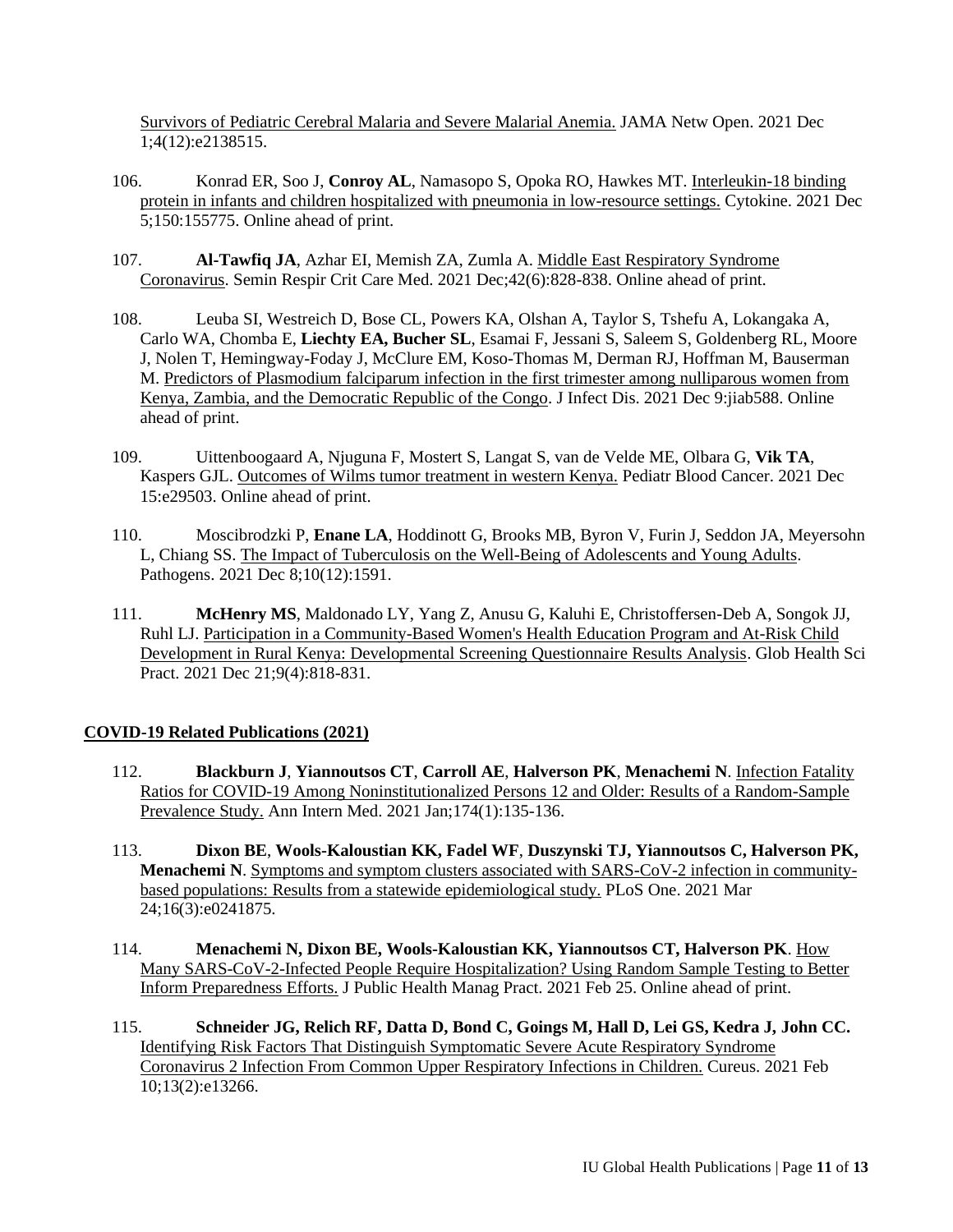Survivors of Pediatric Cerebral Malaria and Severe Malarial Anemia. JAMA Netw Open. 2021 Dec 1;4(12):e2138515.

106. Konrad ER, Soo J, **Conroy AL**, Namasopo S, Opoka RO, Hawkes MT. Interleukin-18 binding protein in infants and children hospitalized with pneumonia in low-resource settings. Cytokine. 2021 Dec 5;150:155775. Online ahead of print.

107. **Al-Tawfiq JA**, Azhar EI, Memish ZA, Zumla A. Middle East Respiratory Syndrome Coronavirus. Semin Respir Crit Care Med. 2021 Dec;42(6):828-838. Online ahead of print.

108. Leuba SI, Westreich D, Bose CL, Powers KA, Olshan A, Taylor S, Tshefu A, Lokangaka A, Carlo WA, Chomba E, **Liechty EA, Bucher SL**, Esamai F, Jessani S, Saleem S, Goldenberg RL, Moore J, Nolen T, Hemingway-Foday J, McClure EM, Koso-Thomas M, Derman RJ, Hoffman M, Bauserman M. Predictors of Plasmodium falciparum infection in the first trimester among nulliparous women from Kenya, Zambia, and the Democratic Republic of the Congo. J Infect Dis. 2021 Dec 9:jiab588. Online ahead of print.

109. Uittenboogaard A, Njuguna F, Mostert S, Langat S, van de Velde ME, Olbara G, **Vik TA**, Kaspers GJL. Outcomes of Wilms tumor treatment in western Kenya. Pediatr Blood Cancer. 2021 Dec 15:e29503. Online ahead of print.

110. Moscibrodzki P, **Enane LA**, Hoddinott G, Brooks MB, Byron V, Furin J, Seddon JA, Meyersohn L, Chiang SS. The Impact of Tuberculosis on the Well-Being of Adolescents and Young Adults. Pathogens. 2021 Dec 8;10(12):1591.

111. **McHenry MS**, Maldonado LY, Yang Z, Anusu G, Kaluhi E, Christoffersen-Deb A, Songok JJ, Ruhl LJ. Participation in a Community-Based Women's Health Education Program and At-Risk Child Development in Rural Kenya: Developmental Screening Questionnaire Results Analysis. Glob Health Sci Pract. 2021 Dec 21;9(4):818-831.

## COVID-19 Related Publications (2021)

112. **Blackburn J**, **Yiannoutsos CT**, **Carroll AE**, **Halverson PK**, **Menachemi N**. Infection Fatality Ratios for COVID-19 Among Noninstitutionalized Persons 12 and Older: Results of a Random-Sample Prevalence Study. Ann Intern Med. 2021 Jan;174(1):135-136.

113. **Dixon BE**, **Wools-Kaloustian KK, Fadel WF**, **Duszynski TJ, Yiannoutsos C, Halverson PK, Menachemi N**. Symptoms and symptom clusters associated with SARS-CoV-2 infection in community-based populations: Results from a statewide epidemiological study. PLoS One. 2021 Mar 24;16(3):e0241875.

114. **Menachemi N, Dixon BE, Wools-Kaloustian KK, Yiannoutsos CT, Halverson PK**. How Many SARS-CoV-2-Infected People Require Hospitalization? Using Random Sample Testing to Better Inform Preparedness Efforts. J Public Health Manag Pract. 2021 Feb 25. Online ahead of print.

115. **Schneider JG, Relich RF, Datta D, Bond C, Goings M, Hall D, Lei GS, Kedra J, John CC.** Identifying Risk Factors That Distinguish Symptomatic Severe Acute Respiratory Syndrome Coronavirus 2 Infection From Common Upper Respiratory Infections in Children. Cureus. 2021 Feb 10;13(2):e13266.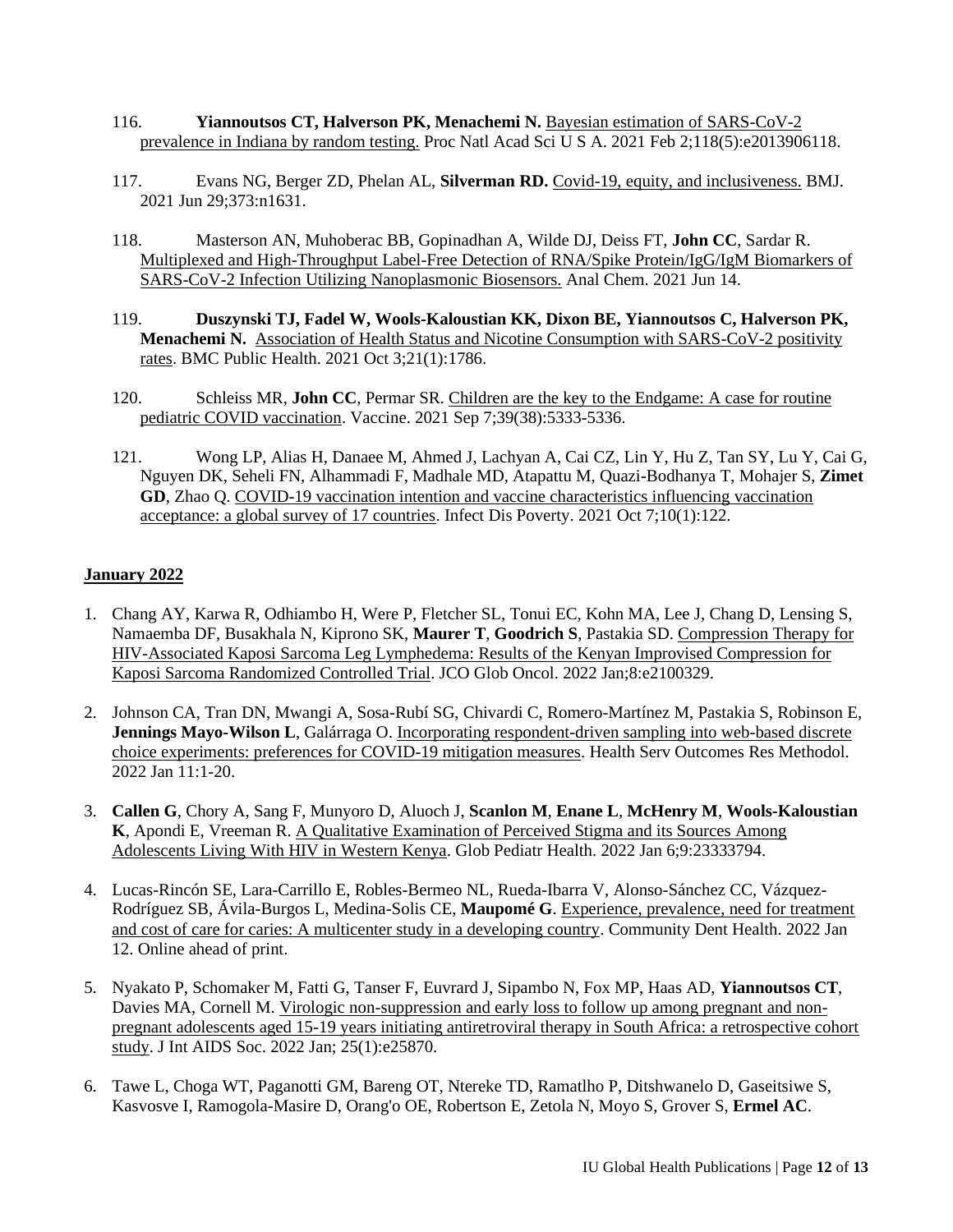116. **Yiannoutsos CT, Halverson PK, Menachemi N.** Bayesian estimation of SARS-CoV-2 prevalence in Indiana by random testing. Proc Natl Acad Sci U S A. 2021 Feb 2;118(5):e2013906118.

117. Evans NG, Berger ZD, Phelan AL, **Silverman RD.** Covid-19, equity, and inclusiveness. BMJ. 2021 Jun 29;373:n1631.

118. Masterson AN, Muhoberac BB, Gopinadhan A, Wilde DJ, Deiss FT, **John CC**, Sardar R. Multiplexed and High-Throughput Label-Free Detection of RNA/Spike Protein/IgG/IgM Biomarkers of SARS-CoV-2 Infection Utilizing Nanoplasmonic Biosensors. Anal Chem. 2021 Jun 14.

119. **Duszynski TJ, Fadel W, Wools-Kaloustian KK, Dixon BE, Yiannoutsos C, Halverson PK, Menachemi N.** Association of Health Status and Nicotine Consumption with SARS-CoV-2 positivity rates. BMC Public Health. 2021 Oct 3;21(1):1786.

120. Schleiss MR, **John CC**, Permar SR. Children are the key to the Endgame: A case for routine pediatric COVID vaccination. Vaccine. 2021 Sep 7;39(38):5333-5336.

121. Wong LP, Alias H, Danaee M, Ahmed J, Lachyan A, Cai CZ, Lin Y, Hu Z, Tan SY, Lu Y, Cai G, Nguyen DK, Seheli FN, Alhammadi F, Madhale MD, Atapattu M, Quazi-Bodhanya T, Mohajer S, **Zimet GD**, Zhao Q. COVID-19 vaccination intention and vaccine characteristics influencing vaccination acceptance: a global survey of 17 countries. Infect Dis Poverty. 2021 Oct 7;10(1):122.

## January 2022

1. Chang AY, Karwa R, Odhiambo H, Were P, Fletcher SL, Tonui EC, Kohn MA, Lee J, Chang D, Lensing S, Namaemba DF, Busakhala N, Kiprono SK, **Maurer T**, **Goodrich S**, Pastakia SD. Compression Therapy for HIV-Associated Kaposi Sarcoma Leg Lymphedema: Results of the Kenyan Improvised Compression for Kaposi Sarcoma Randomized Controlled Trial. JCO Glob Oncol. 2022 Jan;8:e2100329.

2. Johnson CA, Tran DN, Mwangi A, Sosa-Rubí SG, Chivardi C, Romero-Martínez M, Pastakia S, Robinson E, **Jennings Mayo-Wilson L**, Galárraga O. Incorporating respondent-driven sampling into web-based discrete choice experiments: preferences for COVID-19 mitigation measures. Health Serv Outcomes Res Methodol. 2022 Jan 11:1-20.

3. **Callen G**, Chory A, Sang F, Munyoro D, Aluoch J, **Scanlon M**, **Enane L**, **McHenry M**, **Wools-Kaloustian K**, Apondi E, Vreeman R. A Qualitative Examination of Perceived Stigma and its Sources Among Adolescents Living With HIV in Western Kenya. Glob Pediatr Health. 2022 Jan 6;9:23333794.

4. Lucas-Rincón SE, Lara-Carrillo E, Robles-Bermeo NL, Rueda-Ibarra V, Alonso-Sánchez CC, Vázquez-Rodríguez SB, Ávila-Burgos L, Medina-Solis CE, **Maupomé G**. Experience, prevalence, need for treatment and cost of care for caries: A multicenter study in a developing country. Community Dent Health. 2022 Jan 12. Online ahead of print.

5. Nyakato P, Schomaker M, Fatti G, Tanser F, Euvrard J, Sipambo N, Fox MP, Haas AD, **Yiannoutsos CT**, Davies MA, Cornell M. Virologic non-suppression and early loss to follow up among pregnant and non-pregnant adolescents aged 15-19 years initiating antiretroviral therapy in South Africa: a retrospective cohort study. J Int AIDS Soc. 2022 Jan; 25(1):e25870.

6. Tawe L, Choga WT, Paganotti GM, Bareng OT, Ntereke TD, Ramatlho P, Ditshwanelo D, Gaseitsiwe S, Kasvosve I, Ramogola-Masire D, Orang'o OE, Robertson E, Zetola N, Moyo S, Grover S, **Ermel AC**.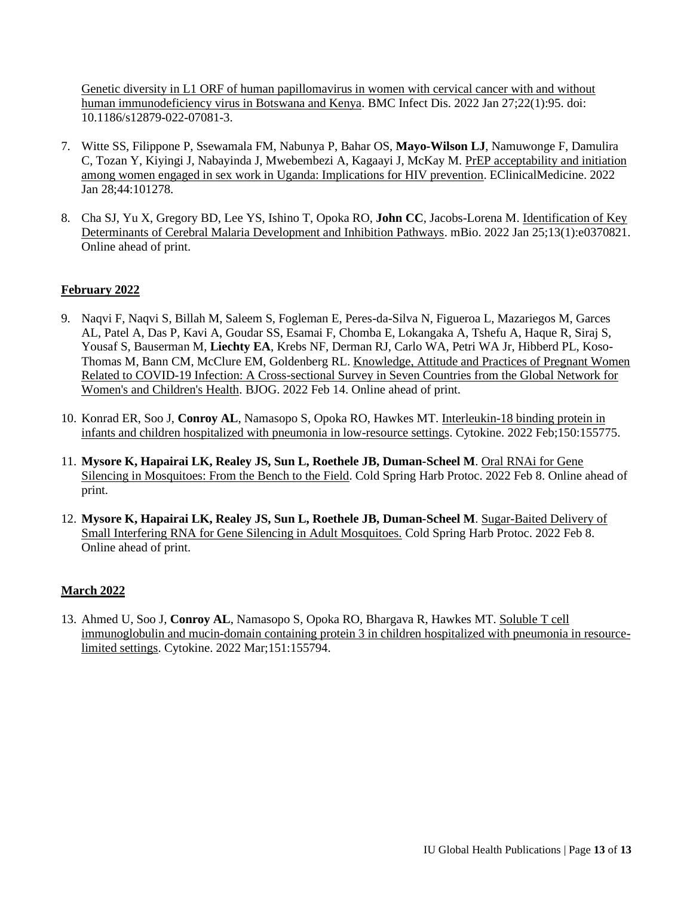Genetic diversity in L1 ORF of human papillomavirus in women with cervical cancer with and without human immunodeficiency virus in Botswana and Kenya. BMC Infect Dis. 2022 Jan 27;22(1):95. doi: 10.1186/s12879-022-07081-3.

7. Witte SS, Filippone P, Ssewamala FM, Nabunya P, Bahar OS, **Mayo-Wilson LJ**, Namuwonge F, Damulira C, Tozan Y, Kiyingi J, Nabayinda J, Mwebembezi A, Kagaayi J, McKay M. PrEP acceptability and initiation among women engaged in sex work in Uganda: Implications for HIV prevention. EClinicalMedicine. 2022 Jan 28;44:101278.

8. Cha SJ, Yu X, Gregory BD, Lee YS, Ishino T, Opoka RO, **John CC**, Jacobs-Lorena M. Identification of Key Determinants of Cerebral Malaria Development and Inhibition Pathways. mBio. 2022 Jan 25;13(1):e0370821. Online ahead of print.

**February 2022**

9. Naqvi F, Naqvi S, Billah M, Saleem S, Fogleman E, Peres-da-Silva N, Figueroa L, Mazariegos M, Garces AL, Patel A, Das P, Kavi A, Goudar SS, Esamai F, Chomba E, Lokangaka A, Tshefu A, Haque R, Siraj S, Yousaf S, Bauserman M, **Liechty EA**, Krebs NF, Derman RJ, Carlo WA, Petri WA Jr, Hibberd PL, Koso-Thomas M, Bann CM, McClure EM, Goldenberg RL. Knowledge, Attitude and Practices of Pregnant Women Related to COVID-19 Infection: A Cross-sectional Survey in Seven Countries from the Global Network for Women's and Children's Health. BJOG. 2022 Feb 14. Online ahead of print.

10. Konrad ER, Soo J, **Conroy AL**, Namasopo S, Opoka RO, Hawkes MT. Interleukin-18 binding protein in infants and children hospitalized with pneumonia in low-resource settings. Cytokine. 2022 Feb;150:155775.

11. **Mysore K, Hapairai LK, Realey JS, Sun L, Roethele JB, Duman-Scheel M**. Oral RNAi for Gene Silencing in Mosquitoes: From the Bench to the Field. Cold Spring Harb Protoc. 2022 Feb 8. Online ahead of print.

12. **Mysore K, Hapairai LK, Realey JS, Sun L, Roethele JB, Duman-Scheel M**. Sugar-Baited Delivery of Small Interfering RNA for Gene Silencing in Adult Mosquitoes. Cold Spring Harb Protoc. 2022 Feb 8. Online ahead of print.

**March 2022**

13. Ahmed U, Soo J, **Conroy AL**, Namasopo S, Opoka RO, Bhargava R, Hawkes MT. Soluble T cell immunoglobulin and mucin-domain containing protein 3 in children hospitalized with pneumonia in resource-limited settings. Cytokine. 2022 Mar;151:155794.